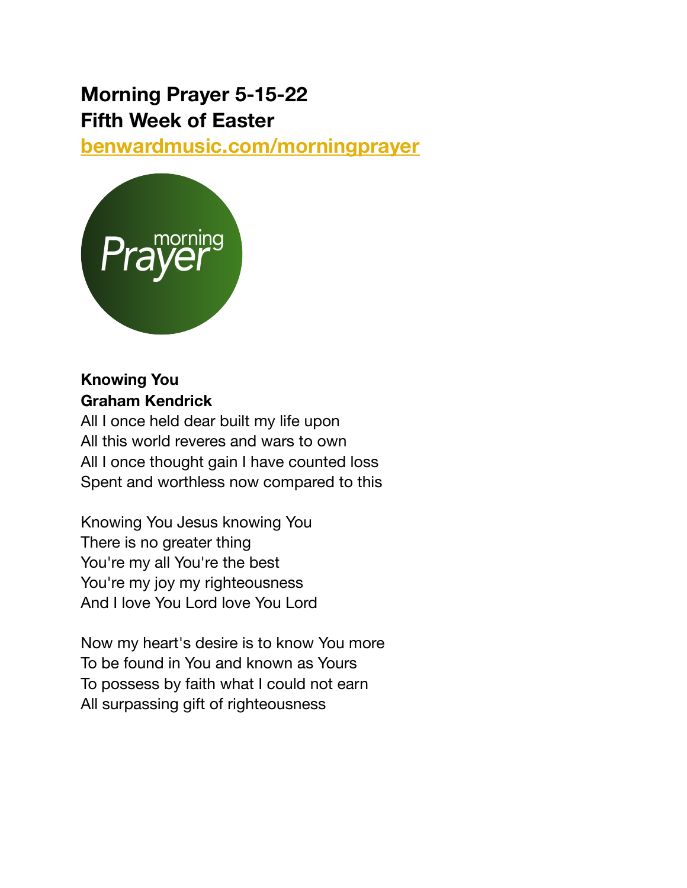# Morning Prayer 5-15-22
# Fifth Week of Easter

[benwardmusic.com/morningprayer](benwardmusic.com/morningprayer)

**Knowing You**
**Graham Kendrick**

All I once held dear built my life upon
All this world reveres and wars to own
All I once thought gain I have counted loss
Spent and worthless now compared to this

Knowing You Jesus knowing You
There is no greater thing
You're my all You're the best
You're my joy my righteousness
And I love You Lord love You Lord

Now my heart's desire is to know You more
To be found in You and known as Yours
To possess by faith what I could not earn
All surpassing gift of righteousness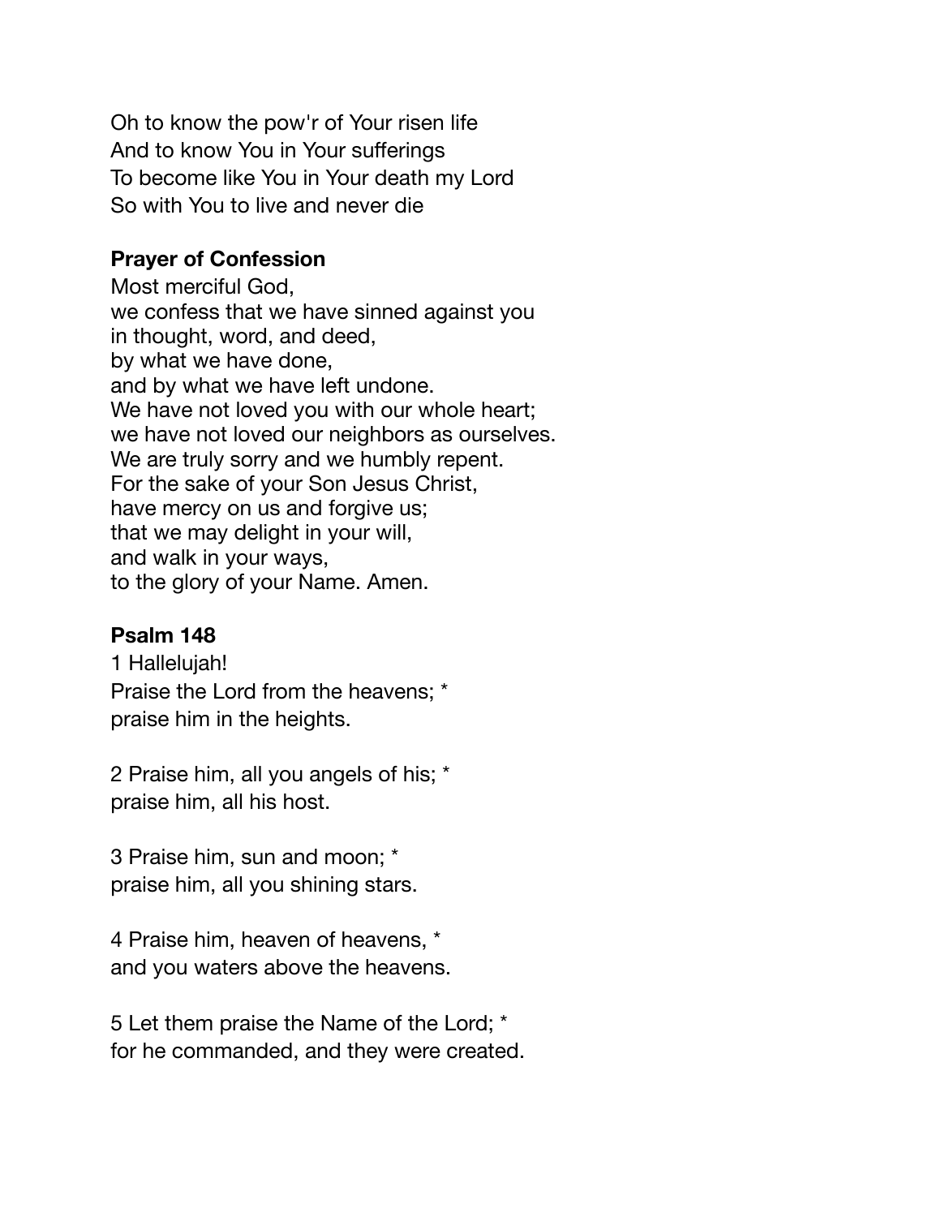Oh to know the pow'r of Your risen life
And to know You in Your sufferings
To become like You in Your death my Lord
So with You to live and never die

**Prayer of Confession**

Most merciful God,
we confess that we have sinned against you
in thought, word, and deed,
by what we have done,
and by what we have left undone.
We have not loved you with our whole heart;
we have not loved our neighbors as ourselves.
We are truly sorry and we humbly repent.
For the sake of your Son Jesus Christ,
have mercy on us and forgive us;
that we may delight in your will,
and walk in your ways,
to the glory of your Name. Amen.

**Psalm 148**

1 Hallelujah!
Praise the Lord from the heavens; *
praise him in the heights.

2 Praise him, all you angels of his; *
praise him, all his host.

3 Praise him, sun and moon; *
praise him, all you shining stars.

4 Praise him, heaven of heavens, *
and you waters above the heavens.

5 Let them praise the Name of the Lord; *
for he commanded, and they were created.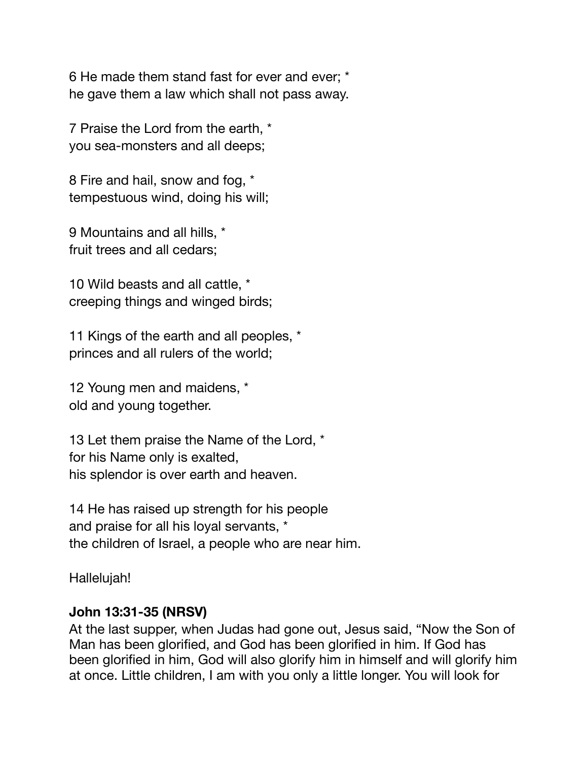6 He made them stand fast for ever and ever; *
he gave them a law which shall not pass away.

7 Praise the Lord from the earth, *
you sea-monsters and all deeps;

8 Fire and hail, snow and fog, *
tempestuous wind, doing his will;

9 Mountains and all hills, *
fruit trees and all cedars;

10 Wild beasts and all cattle, *
creeping things and winged birds;

11 Kings of the earth and all peoples, *
princes and all rulers of the world;

12 Young men and maidens, *
old and young together.

13 Let them praise the Name of the Lord, *
for his Name only is exalted,
his splendor is over earth and heaven.

14 He has raised up strength for his people
and praise for all his loyal servants, *
the children of Israel, a people who are near him.

Hallelujah!

**John 13:31-35 (NRSV)**
At the last supper, when Judas had gone out, Jesus said, "Now the Son of Man has been glorified, and God has been glorified in him. If God has been glorified in him, God will also glorify him in himself and will glorify him at once. Little children, I am with you only a little longer. You will look for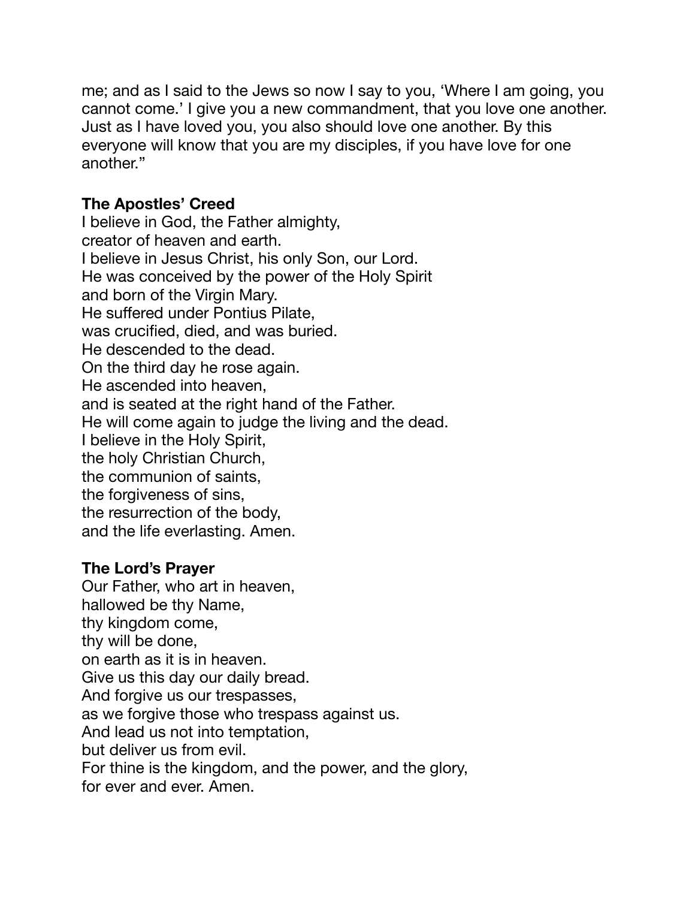me; and as I said to the Jews so now I say to you, 'Where I am going, you cannot come.' I give you a new commandment, that you love one another. Just as I have loved you, you also should love one another. By this everyone will know that you are my disciples, if you have love for one another."

**The Apostles' Creed**

I believe in God, the Father almighty,
creator of heaven and earth.
I believe in Jesus Christ, his only Son, our Lord.
He was conceived by the power of the Holy Spirit
and born of the Virgin Mary.
He suffered under Pontius Pilate,
was crucified, died, and was buried.
He descended to the dead.
On the third day he rose again.
He ascended into heaven,
and is seated at the right hand of the Father.
He will come again to judge the living and the dead.
I believe in the Holy Spirit,
the holy Christian Church,
the communion of saints,
the forgiveness of sins,
the resurrection of the body,
and the life everlasting. Amen.

**The Lord's Prayer**

Our Father, who art in heaven,
hallowed be thy Name,
thy kingdom come,
thy will be done,
on earth as it is in heaven.
Give us this day our daily bread.
And forgive us our trespasses,
as we forgive those who trespass against us.
And lead us not into temptation,
but deliver us from evil.
For thine is the kingdom, and the power, and the glory,
for ever and ever. Amen.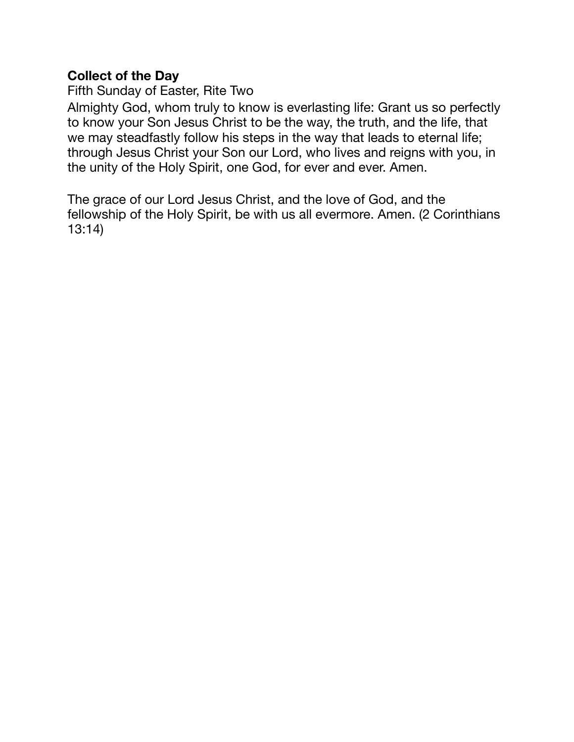**Collect of the Day**

Fifth Sunday of Easter, Rite Two

Almighty God, whom truly to know is everlasting life: Grant us so perfectly to know your Son Jesus Christ to be the way, the truth, and the life, that we may steadfastly follow his steps in the way that leads to eternal life; through Jesus Christ your Son our Lord, who lives and reigns with you, in the unity of the Holy Spirit, one God, for ever and ever. Amen.

The grace of our Lord Jesus Christ, and the love of God, and the fellowship of the Holy Spirit, be with us all evermore. Amen. (2 Corinthians 13:14)